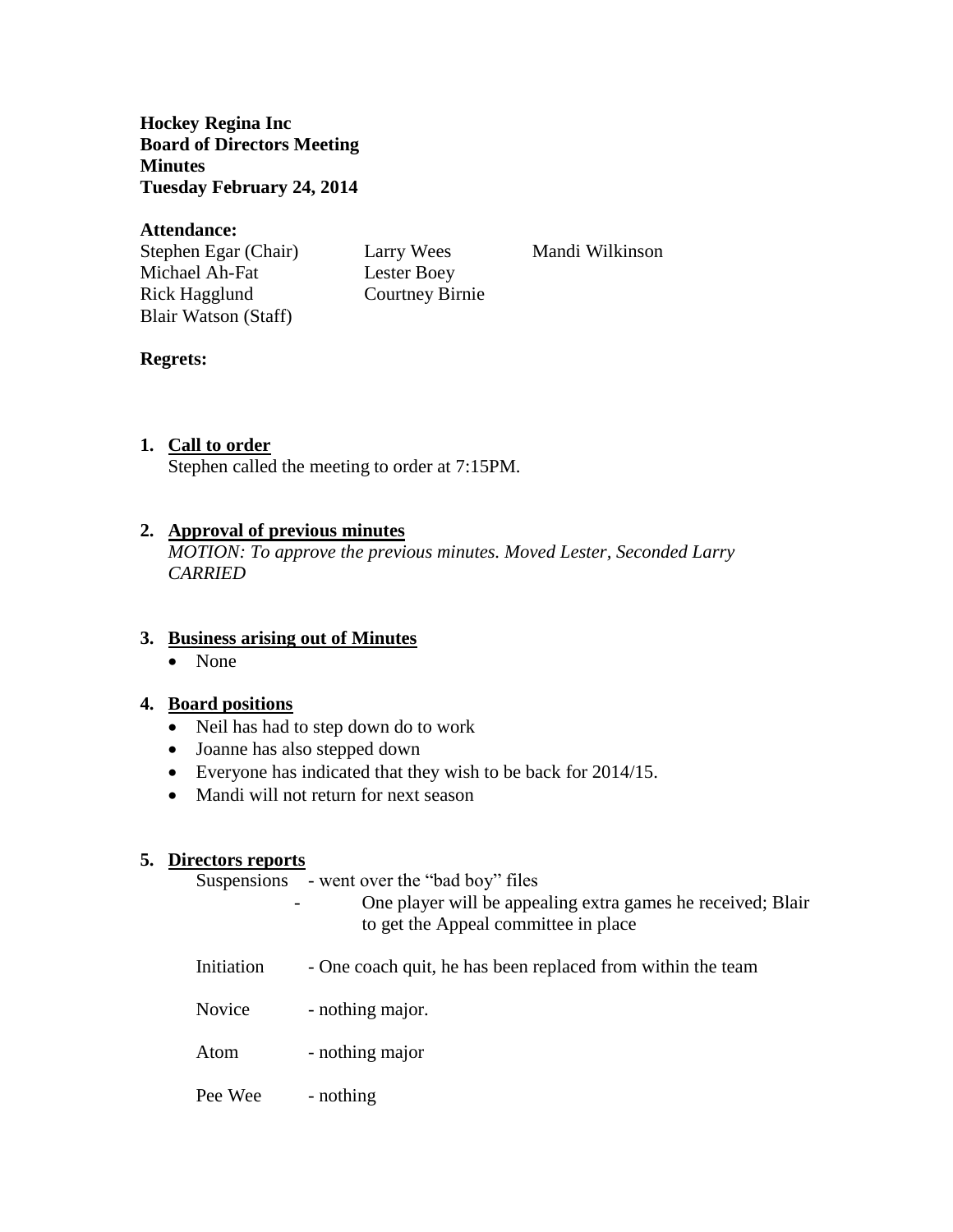**Hockey Regina Inc**
**Board of Directors Meeting**
**Minutes**
**Tuesday February 24, 2014**

**Attendance:**

Stephen Egar (Chair)
Michael Ah-Fat
Rick Hagglund
Blair Watson (Staff)
Larry Wees
Lester Boey
Courtney Birnie
Mandi Wilkinson

**Regrets:**

1. **Call to order**
   Stephen called the meeting to order at 7:15PM.

2. **Approval of previous minutes**
   *MOTION: To approve the previous minutes. Moved Lester, Seconded Larry CARRIED*

3. **Business arising out of Minutes**
   - None

4. **Board positions**
   - Neil has had to step down do to work
   - Joanne has also stepped down
   - Everyone has indicated that they wish to be back for 2014/15.
   - Mandi will not return for next season

5. **Directors reports**

   Suspensions - went over the "bad boy" files
   - One player will be appealing extra games he received; Blair to get the Appeal committee in place

   Initiation - One coach quit, he has been replaced from within the team

   Novice - nothing major.

   Atom - nothing major

   Pee Wee - nothing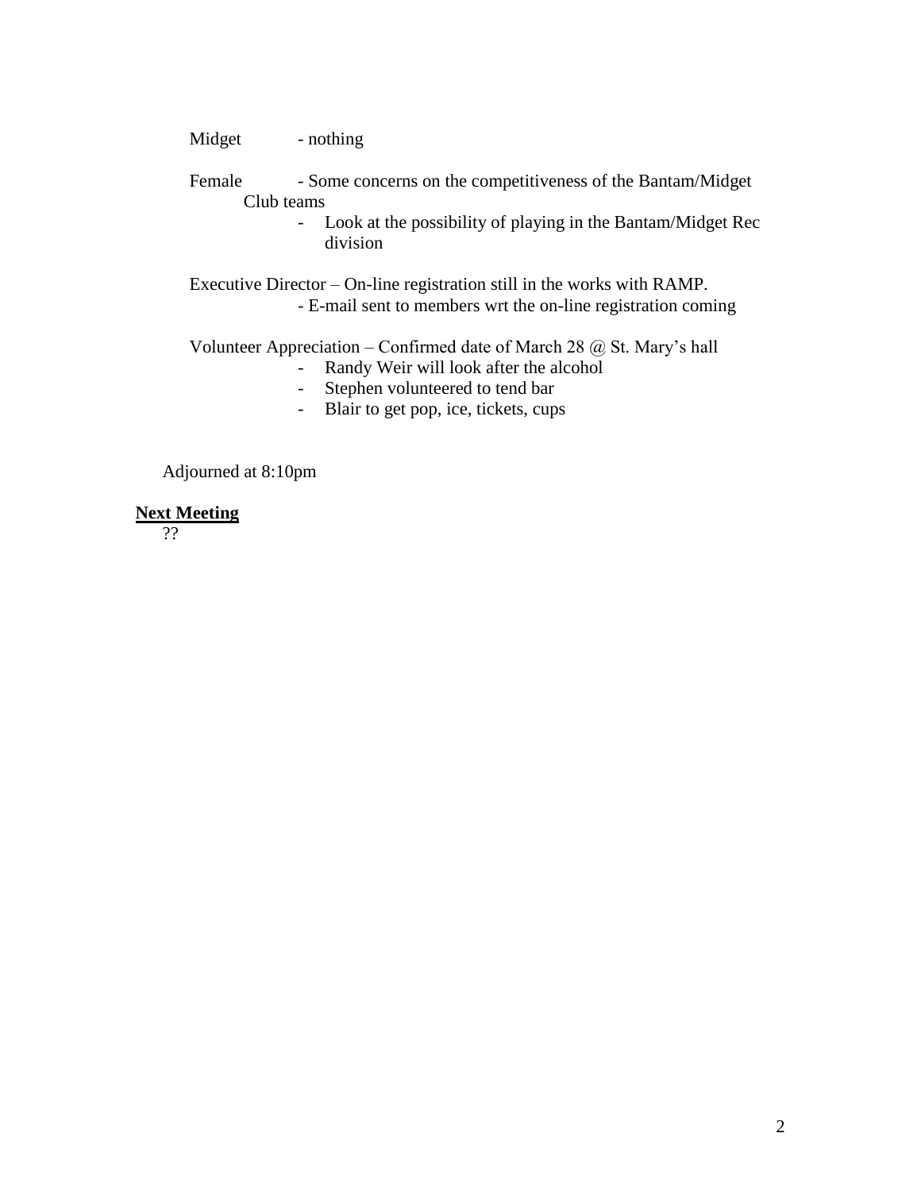Midget - nothing

Female - Some concerns on the competitiveness of the Bantam/Midget Club teams

- Look at the possibility of playing in the Bantam/Midget Rec division

Executive Director – On-line registration still in the works with RAMP.

- E-mail sent to members wrt the on-line registration coming

Volunteer Appreciation – Confirmed date of March 28 @ St. Mary's hall

- Randy Weir will look after the alcohol
- Stephen volunteered to tend bar
- Blair to get pop, ice, tickets, cups

Adjourned at 8:10pm

**Next Meeting**

??